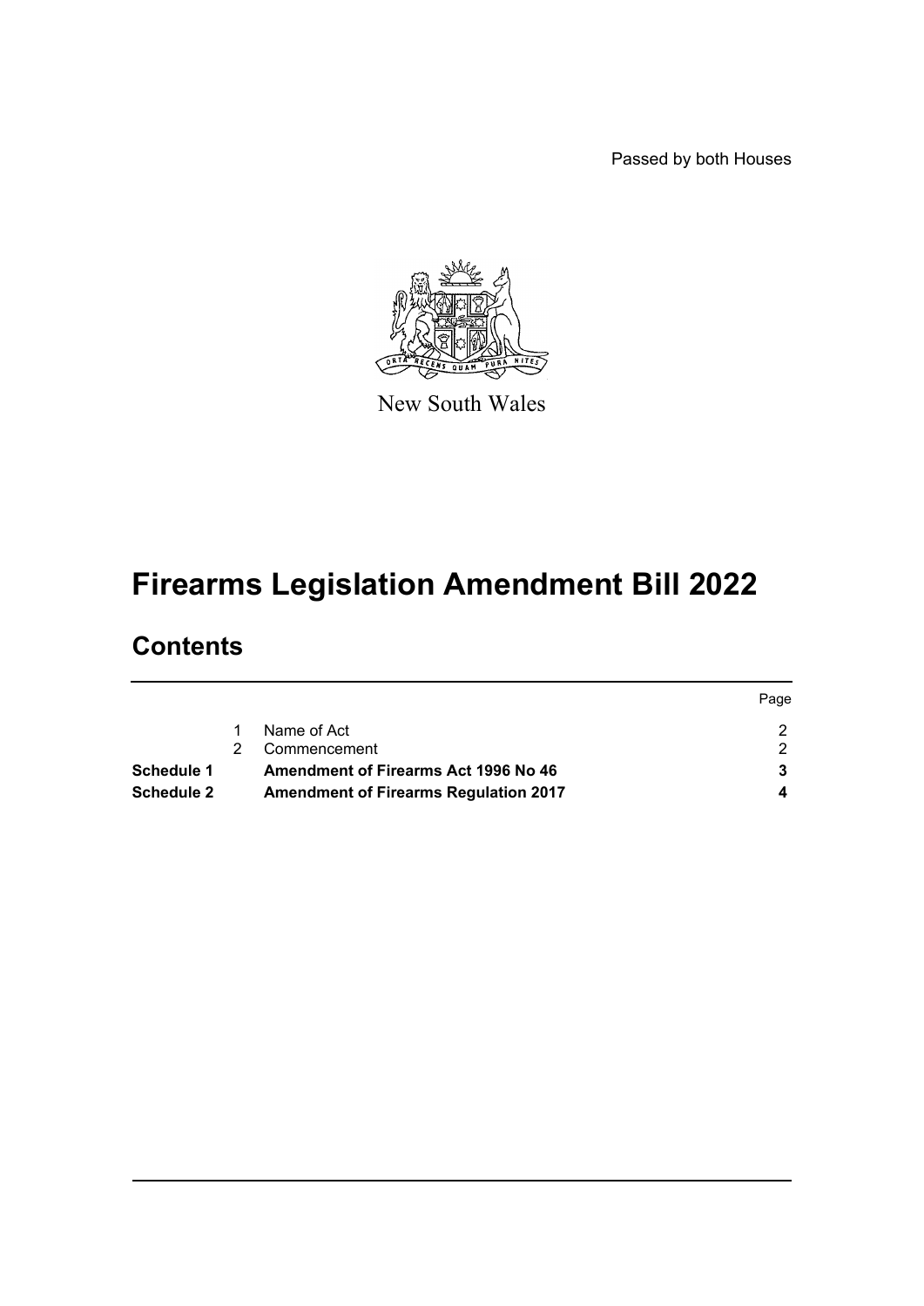Passed by both Houses

New South Wales

# Firearms Legislation Amendment Bill 2022

## Contents

| | | | Page |
|---|---|---|---|
| | 1 | Name of Act | 2 |
| | 2 | Commencement | 2 |
| **Schedule 1** | | **Amendment of Firearms Act 1996 No 46** | **3** |
| **Schedule 2** | | **Amendment of Firearms Regulation 2017** | **4** |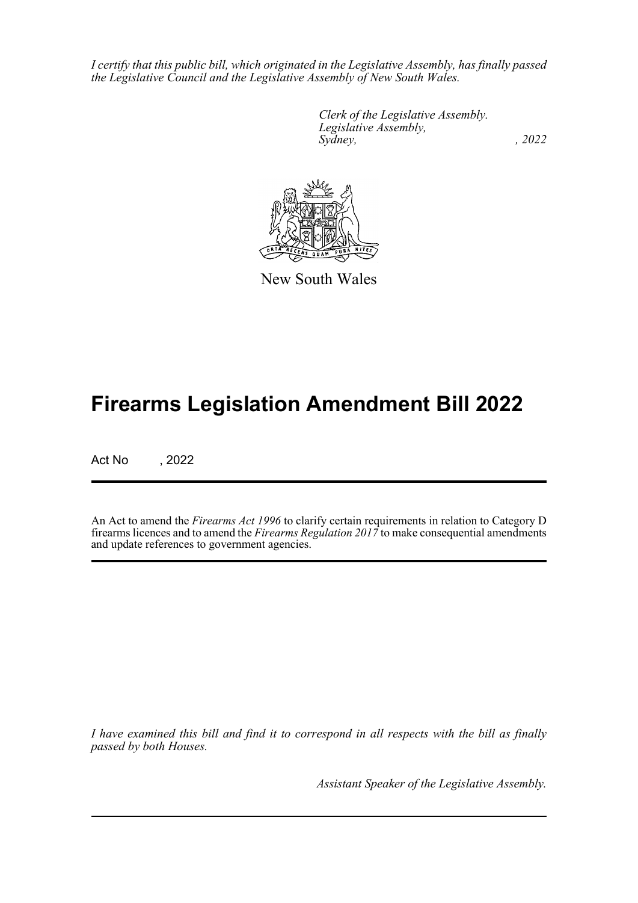*I certify that this public bill, which originated in the Legislative Assembly, has finally passed the Legislative Council and the Legislative Assembly of New South Wales.*

*Clerk of the Legislative Assembly.*
*Legislative Assembly,*
*Sydney, , 2022*

New South Wales

# Firearms Legislation Amendment Bill 2022

Act No , 2022

An Act to amend the *Firearms Act 1996* to clarify certain requirements in relation to Category D firearms licences and to amend the *Firearms Regulation 2017* to make consequential amendments and update references to government agencies.

*I have examined this bill and find it to correspond in all respects with the bill as finally passed by both Houses.*

*Assistant Speaker of the Legislative Assembly.*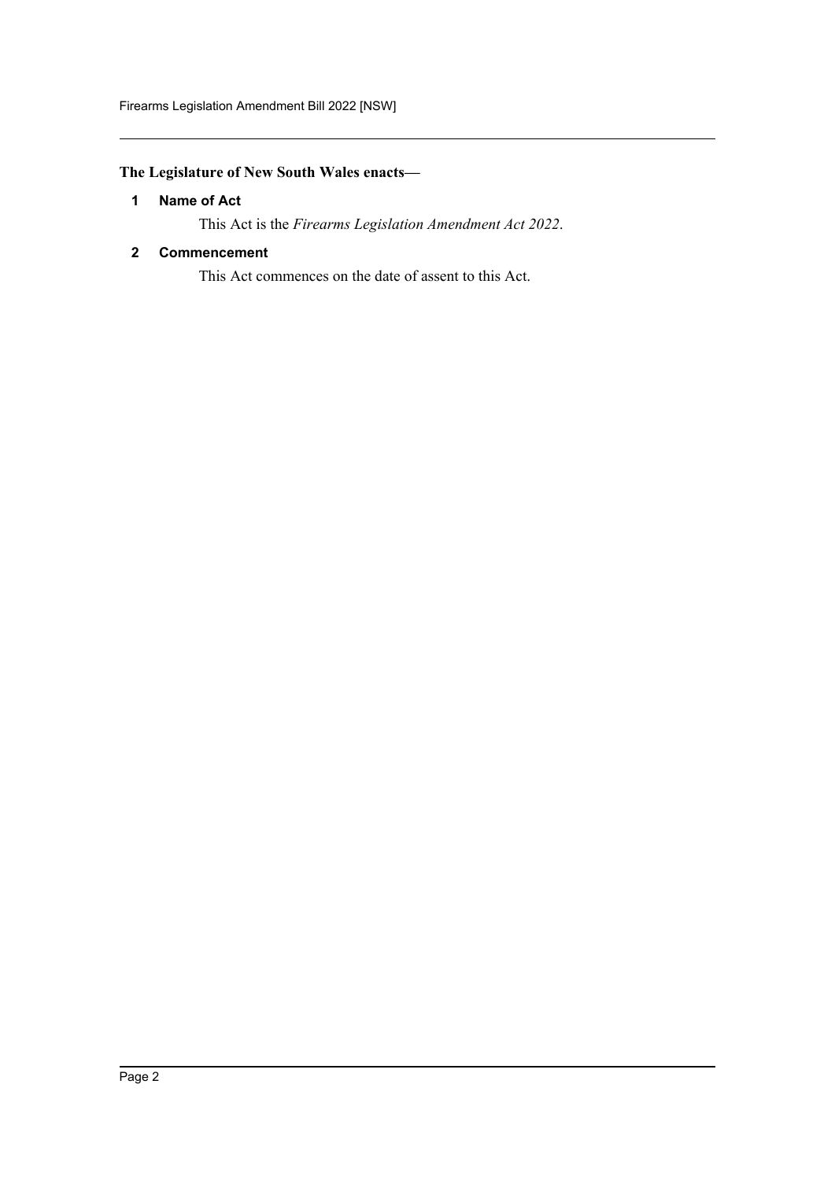**The Legislature of New South Wales enacts—**

## 1 Name of Act

This Act is the *Firearms Legislation Amendment Act 2022*.

## 2 Commencement

This Act commences on the date of assent to this Act.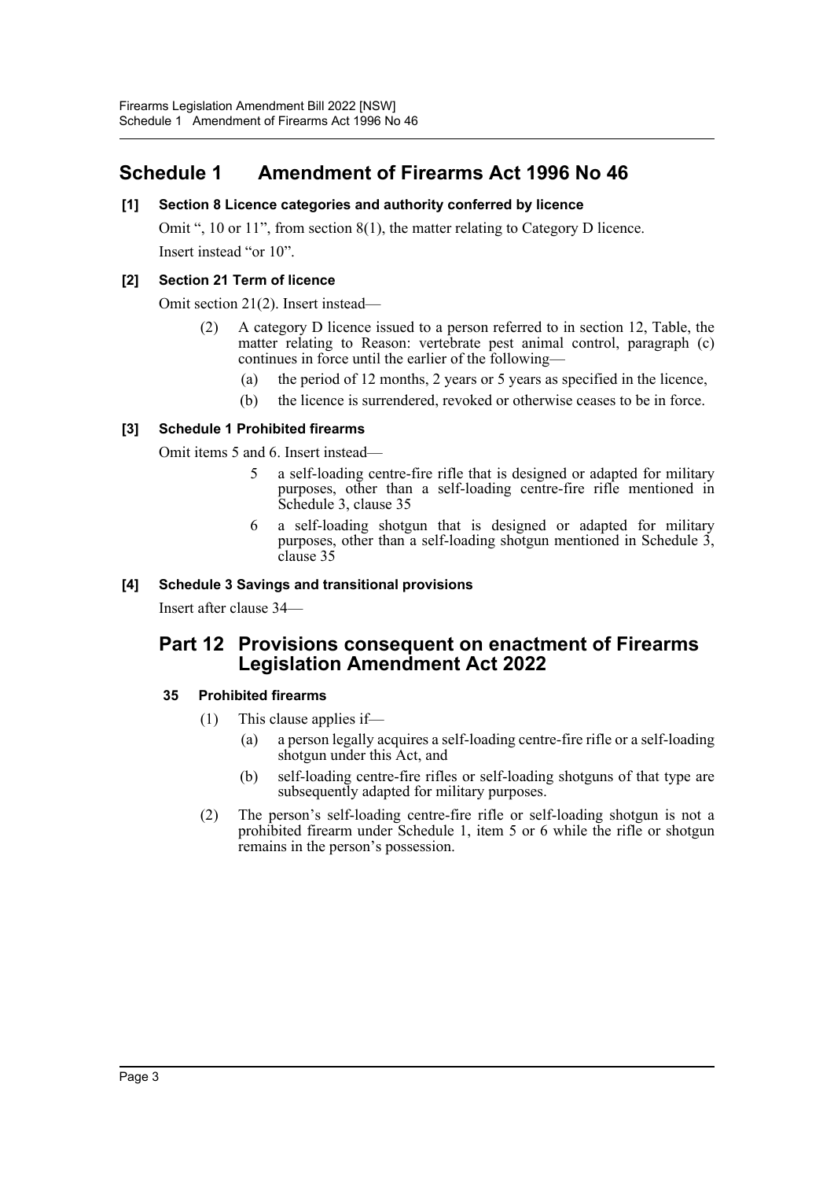# Schedule 1 Amendment of Firearms Act 1996 No 46

### [1] Section 8 Licence categories and authority conferred by licence

Omit ", 10 or 11", from section 8(1), the matter relating to Category D licence.

Insert instead "or 10".

### [2] Section 21 Term of licence

Omit section 21(2). Insert instead—

(2) A category D licence issued to a person referred to in section 12, Table, the matter relating to Reason: vertebrate pest animal control, paragraph (c) continues in force until the earlier of the following—

(a) the period of 12 months, 2 years or 5 years as specified in the licence,

(b) the licence is surrendered, revoked or otherwise ceases to be in force.

### [3] Schedule 1 Prohibited firearms

Omit items 5 and 6. Insert instead—

5 a self-loading centre-fire rifle that is designed or adapted for military purposes, other than a self-loading centre-fire rifle mentioned in Schedule 3, clause 35

6 a self-loading shotgun that is designed or adapted for military purposes, other than a self-loading shotgun mentioned in Schedule 3, clause 35

### [4] Schedule 3 Savings and transitional provisions

Insert after clause 34—

## Part 12 Provisions consequent on enactment of Firearms Legislation Amendment Act 2022

### 35 Prohibited firearms

(1) This clause applies if—

(a) a person legally acquires a self-loading centre-fire rifle or a self-loading shotgun under this Act, and

(b) self-loading centre-fire rifles or self-loading shotguns of that type are subsequently adapted for military purposes.

(2) The person's self-loading centre-fire rifle or self-loading shotgun is not a prohibited firearm under Schedule 1, item 5 or 6 while the rifle or shotgun remains in the person's possession.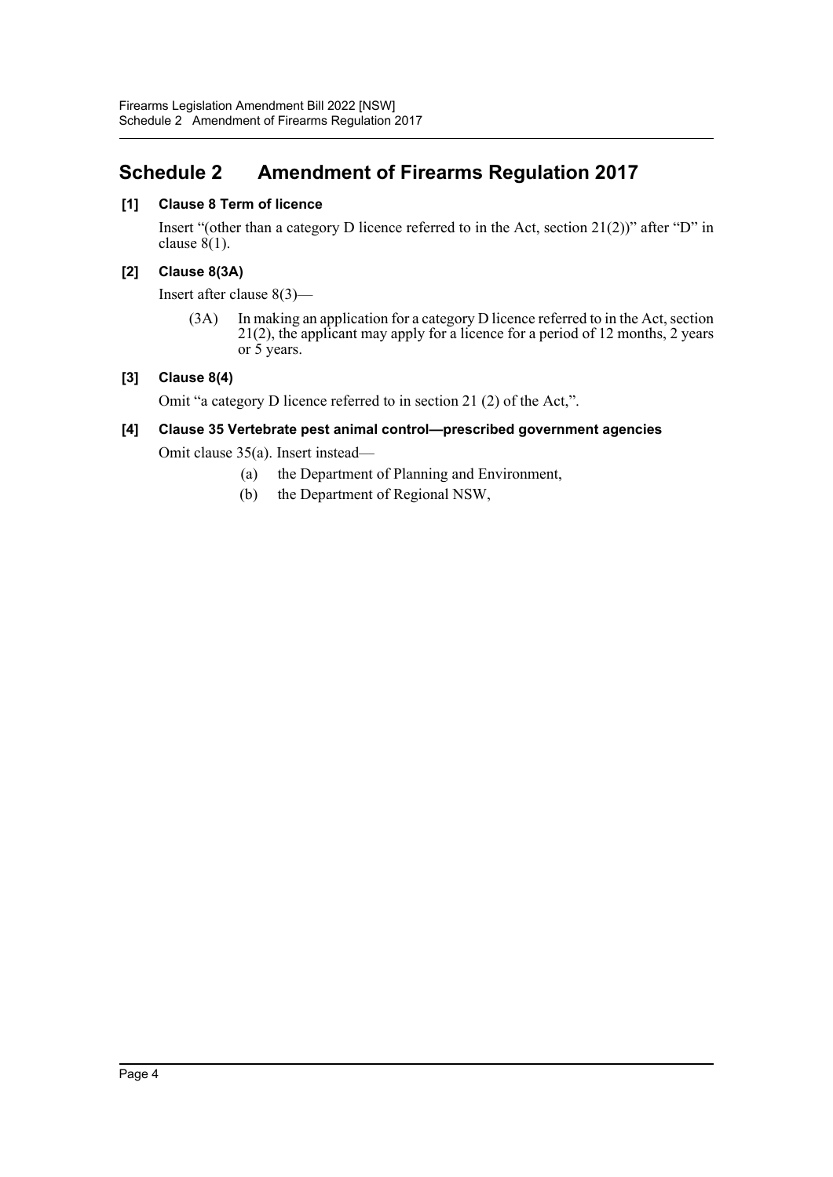# Schedule 2 Amendment of Firearms Regulation 2017

### [1] Clause 8 Term of licence

Insert "(other than a category D licence referred to in the Act, section 21(2))" after "D" in clause 8(1).

### [2] Clause 8(3A)

Insert after clause 8(3)—

(3A) In making an application for a category D licence referred to in the Act, section 21(2), the applicant may apply for a licence for a period of 12 months, 2 years or 5 years.

### [3] Clause 8(4)

Omit "a category D licence referred to in section 21 (2) of the Act,".

### [4] Clause 35 Vertebrate pest animal control—prescribed government agencies

Omit clause 35(a). Insert instead—

(a) the Department of Planning and Environment,

(b) the Department of Regional NSW,